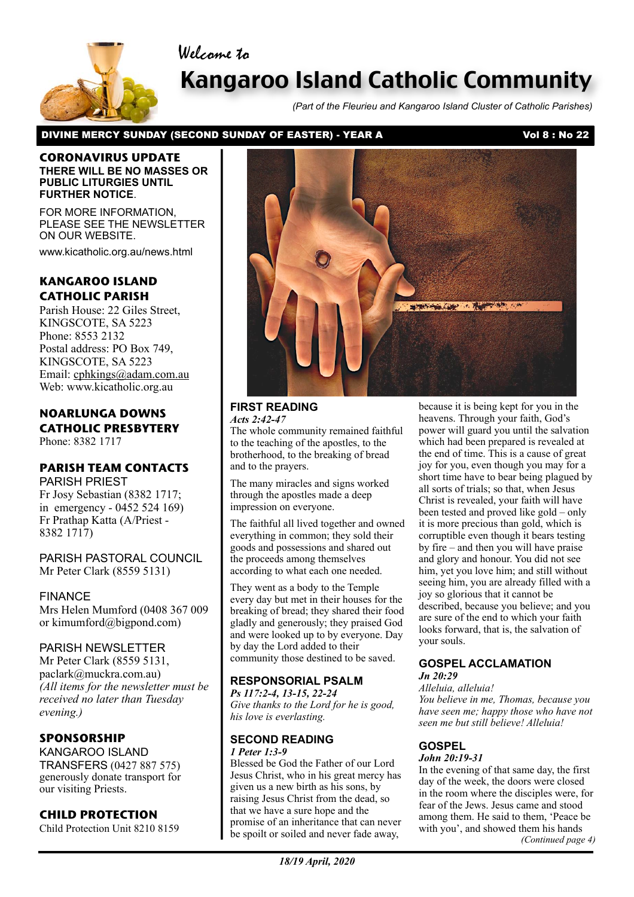Welcome to

# Kangaroo Island Catholic Community

*(Part of the Fleurieu and Kangaroo Island Cluster of Catholic Parishes)*

**DIVINE MERCY SUNDAY (SECOND SUNDAY OF EASTER) - YEAR A** **Vol 8 : No 22**

## CORONAVIRUS UPDATE

**THERE WILL BE NO MASSES OR PUBLIC LITURGIES UNTIL FURTHER NOTICE**.

FOR MORE INFORMATION, PLEASE SEE THE NEWSLETTER ON OUR WEBSITE.

www.kicatholic.org.au/news.html

## KANGAROO ISLAND CATHOLIC PARISH

Parish House: 22 Giles Street, KINGSCOTE, SA 5223
Phone: 8553 2132
Postal address: PO Box 749, KINGSCOTE, SA 5223
Email: cphkings@adam.com.au
Web: www.kicatholic.org.au

## NOARLUNGA DOWNS CATHOLIC PRESBYTERY

Phone: 8382 1717

## PARISH TEAM CONTACTS

PARISH PRIEST
Fr Josy Sebastian (8382 1717; in emergency - 0452 524 169)
Fr Prathap Katta (A/Priest - 8382 1717)

PARISH PASTORAL COUNCIL
Mr Peter Clark (8559 5131)

FINANCE
Mrs Helen Mumford (0408 367 009 or kimumford@bigpond.com)

PARISH NEWSLETTER
Mr Peter Clark (8559 5131, paclark@muckra.com.au)
*(All items for the newsletter must be received no later than Tuesday evening.)*

## SPONSORSHIP

KANGAROO ISLAND TRANSFERS (0427 887 575) generously donate transport for our visiting Priests.

## CHILD PROTECTION

Child Protection Unit 8210 8159

## FIRST READING

*Acts 2:42-47*

The whole community remained faithful to the teaching of the apostles, to the brotherhood, to the breaking of bread and to the prayers.

The many miracles and signs worked through the apostles made a deep impression on everyone.

The faithful all lived together and owned everything in common; they sold their goods and possessions and shared out the proceeds among themselves according to what each one needed.

They went as a body to the Temple every day but met in their houses for the breaking of bread; they shared their food gladly and generously; they praised God and were looked up to by everyone. Day by day the Lord added to their community those destined to be saved.

## RESPONSORIAL PSALM

*Ps 117:2-4, 13-15, 22-24*

*Give thanks to the Lord for he is good, his love is everlasting.*

## SECOND READING

*1 Peter 1:3-9*

Blessed be God the Father of our Lord Jesus Christ, who in his great mercy has given us a new birth as his sons, by raising Jesus Christ from the dead, so that we have a sure hope and the promise of an inheritance that can never be spoilt or soiled and never fade away, because it is being kept for you in the heavens. Through your faith, God's power will guard you until the salvation which had been prepared is revealed at the end of time. This is a cause of great joy for you, even though you may for a short time have to bear being plagued by all sorts of trials; so that, when Jesus Christ is revealed, your faith will have been tested and proved like gold – only it is more precious than gold, which is corruptible even though it bears testing by fire – and then you will have praise and glory and honour. You did not see him, yet you love him; and still without seeing him, you are already filled with a joy so glorious that it cannot be described, because you believe; and you are sure of the end to which your faith looks forward, that is, the salvation of your souls.

## GOSPEL ACCLAMATION

*Jn 20:29*

*Alleluia, alleluia!*
*You believe in me, Thomas, because you have seen me; happy those who have not seen me but still believe! Alleluia!*

## GOSPEL

*John 20:19-31*

In the evening of that same day, the first day of the week, the doors were closed in the room where the disciples were, for fear of the Jews. Jesus came and stood among them. He said to them, 'Peace be with you', and showed them his hands

*(Continued page 4)*

*18/19 April, 2020*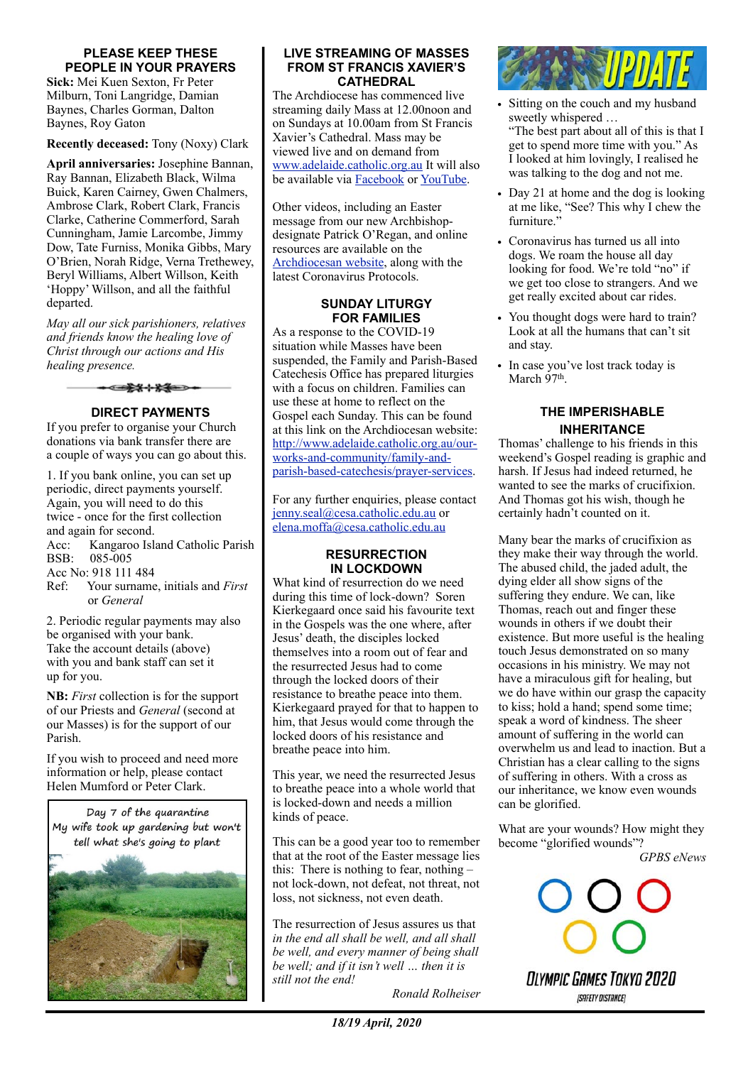## PLEASE KEEP THESE PEOPLE IN YOUR PRAYERS

**Sick:** Mei Kuen Sexton, Fr Peter Milburn, Toni Langridge, Damian Baynes, Charles Gorman, Dalton Baynes, Roy Gaton

**Recently deceased:** Tony (Noxy) Clark

**April anniversaries:** Josephine Bannan, Ray Bannan, Elizabeth Black, Wilma Buick, Karen Cairney, Gwen Chalmers, Ambrose Clark, Robert Clark, Francis Clarke, Catherine Commerford, Sarah Cunningham, Jamie Larcombe, Jimmy Dow, Tate Furniss, Monika Gibbs, Mary O'Brien, Norah Ridge, Verna Trethewey, Beryl Williams, Albert Willson, Keith 'Hoppy' Willson, and all the faithful departed.

*May all our sick parishioners, relatives and friends know the healing love of Christ through our actions and His healing presence.*

## DIRECT PAYMENTS

If you prefer to organise your Church donations via bank transfer there are a couple of ways you can go about this.

1. If you bank online, you can set up periodic, direct payments yourself. Again, you will need to do this twice - once for the first collection and again for second.
Acc: Kangaroo Island Catholic Parish
BSB: 085-005
Acc No: 918 111 484
Ref: Your surname, initials and *First* or *General*

2. Periodic regular payments may also be organised with your bank. Take the account details (above) with you and bank staff can set it up for you.

**NB:** *First* collection is for the support of our Priests and *General* (second at our Masses) is for the support of our Parish.

If you wish to proceed and need more information or help, please contact Helen Mumford or Peter Clark.

Day 7 of the quarantine
My wife took up gardening but won't tell what she's going to plant

## LIVE STREAMING OF MASSES FROM ST FRANCIS XAVIER'S CATHEDRAL

The Archdiocese has commenced live streaming daily Mass at 12.00noon and on Sundays at 10.00am from St Francis Xavier's Cathedral. Mass may be viewed live and on demand from www.adelaide.catholic.org.au It will also be available via Facebook or YouTube.

Other videos, including an Easter message from our new Archbishop-designate Patrick O'Regan, and online resources are available on the Archdiocesan website, along with the latest Coronavirus Protocols.

## SUNDAY LITURGY FOR FAMILIES

As a response to the COVID-19 situation while Masses have been suspended, the Family and Parish-Based Catechesis Office has prepared liturgies with a focus on children. Families can use these at home to reflect on the Gospel each Sunday. This can be found at this link on the Archdiocesan website: http://www.adelaide.catholic.org.au/our-works-and-community/family-and-parish-based-catechesis/prayer-services.

For any further enquiries, please contact jenny.seal@cesa.catholic.edu.au or elena.moffa@cesa.catholic.edu.au

## RESURRECTION IN LOCKDOWN

What kind of resurrection do we need during this time of lock-down? Soren Kierkegaard once said his favourite text in the Gospels was the one where, after Jesus' death, the disciples locked themselves into a room out of fear and the resurrected Jesus had to come through the locked doors of their resistance to breathe peace into them. Kierkegaard prayed for that to happen to him, that Jesus would come through the locked doors of his resistance and breathe peace into him.

This year, we need the resurrected Jesus to breathe peace into a whole world that is locked-down and needs a million kinds of peace.

This can be a good year too to remember that at the root of the Easter message lies this: There is nothing to fear, nothing – not lock-down, not defeat, not threat, not loss, not sickness, not even death.

The resurrection of Jesus assures us that *in the end all shall be well, and all shall be well, and every manner of being shall be well; and if it isn't well … then it is still not the end!*

*Ronald Rolheiser*

## UPDATE

- Sitting on the couch and my husband sweetly whispered …
"The best part about all of this is that I get to spend more time with you." As I looked at him lovingly, I realised he was talking to the dog and not me.
- Day 21 at home and the dog is looking at me like, "See? This why I chew the furniture."
- Coronavirus has turned us all into dogs. We roam the house all day looking for food. We're told "no" if we get too close to strangers. And we get really excited about car rides.
- You thought dogs were hard to train? Look at all the humans that can't sit and stay.
- In case you've lost track today is March 97th.

## THE IMPERISHABLE INHERITANCE

Thomas' challenge to his friends in this weekend's Gospel reading is graphic and harsh. If Jesus had indeed returned, he wanted to see the marks of crucifixion. And Thomas got his wish, though he certainly hadn't counted on it.

Many bear the marks of crucifixion as they make their way through the world. The abused child, the jaded adult, the dying elder all show signs of the suffering they endure. We can, like Thomas, reach out and finger these wounds in others if we doubt their existence. But more useful is the healing touch Jesus demonstrated on so many occasions in his ministry. We may not have a miraculous gift for healing, but we do have within our grasp the capacity to kiss; hold a hand; spend some time; speak a word of kindness. The sheer amount of suffering in the world can overwhelm us and lead to inaction. But a Christian has a clear calling to the signs of suffering in others. With a cross as our inheritance, we know even wounds can be glorified.

What are your wounds? How might they become "glorified wounds"?

*GPBS eNews*

OLYMPIC GAMES TOKYO 2020
(SAFETY DISTANCE)

*18/19 April, 2020*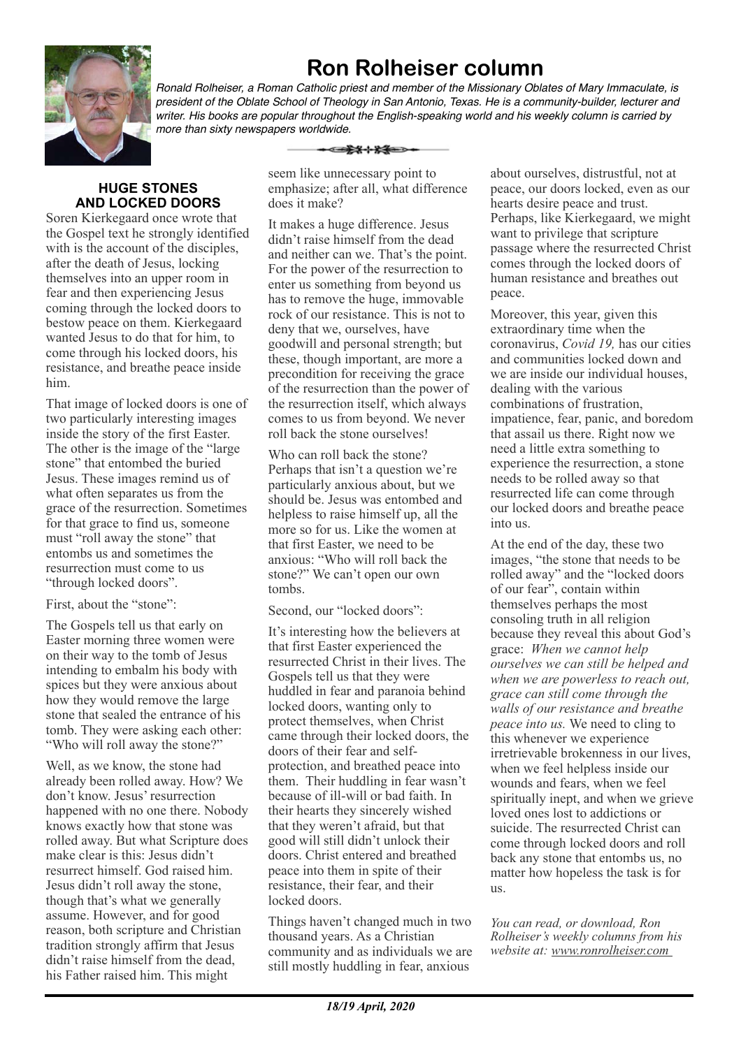# Ron Rolheiser column

*Ronald Rolheiser, a Roman Catholic priest and member of the Missionary Oblates of Mary Immaculate, is president of the Oblate School of Theology in San Antonio, Texas. He is a community-builder, lecturer and writer. His books are popular throughout the English-speaking world and his weekly column is carried by more than sixty newspapers worldwide.*

## HUGE STONES AND LOCKED DOORS

Soren Kierkegaard once wrote that the Gospel text he strongly identified with is the account of the disciples, after the death of Jesus, locking themselves into an upper room in fear and then experiencing Jesus coming through the locked doors to bestow peace on them. Kierkegaard wanted Jesus to do that for him, to come through his locked doors, his resistance, and breathe peace inside him.

That image of locked doors is one of two particularly interesting images inside the story of the first Easter. The other is the image of the "large stone" that entombed the buried Jesus. These images remind us of what often separates us from the grace of the resurrection. Sometimes for that grace to find us, someone must "roll away the stone" that entombs us and sometimes the resurrection must come to us "through locked doors".

First, about the "stone":

The Gospels tell us that early on Easter morning three women were on their way to the tomb of Jesus intending to embalm his body with spices but they were anxious about how they would remove the large stone that sealed the entrance of his tomb. They were asking each other: "Who will roll away the stone?"

Well, as we know, the stone had already been rolled away. How? We don't know. Jesus' resurrection happened with no one there. Nobody knows exactly how that stone was rolled away. But what Scripture does make clear is this: Jesus didn't resurrect himself. God raised him. Jesus didn't roll away the stone, though that's what we generally assume. However, and for good reason, both scripture and Christian tradition strongly affirm that Jesus didn't raise himself from the dead, his Father raised him. This might seem like unnecessary point to emphasize; after all, what difference does it make?

It makes a huge difference. Jesus didn't raise himself from the dead and neither can we. That's the point. For the power of the resurrection to enter us something from beyond us has to remove the huge, immovable rock of our resistance. This is not to deny that we, ourselves, have goodwill and personal strength; but these, though important, are more a precondition for receiving the grace of the resurrection than the power of the resurrection itself, which always comes to us from beyond. We never roll back the stone ourselves!

Who can roll back the stone? Perhaps that isn't a question we're particularly anxious about, but we should be. Jesus was entombed and helpless to raise himself up, all the more so for us. Like the women at that first Easter, we need to be anxious: "Who will roll back the stone?" We can't open our own tombs.

Second, our "locked doors":

It's interesting how the believers at that first Easter experienced the resurrected Christ in their lives. The Gospels tell us that they were huddled in fear and paranoia behind locked doors, wanting only to protect themselves, when Christ came through their locked doors, the doors of their fear and self-protection, and breathed peace into them. Their huddling in fear wasn't because of ill-will or bad faith. In their hearts they sincerely wished that they weren't afraid, but that good will still didn't unlock their doors. Christ entered and breathed peace into them in spite of their resistance, their fear, and their locked doors.

Things haven't changed much in two thousand years. As a Christian community and as individuals we are still mostly huddling in fear, anxious about ourselves, distrustful, not at peace, our doors locked, even as our hearts desire peace and trust. Perhaps, like Kierkegaard, we might want to privilege that scripture passage where the resurrected Christ comes through the locked doors of human resistance and breathes out peace.

Moreover, this year, given this extraordinary time when the coronavirus, *Covid 19,* has our cities and communities locked down and we are inside our individual houses, dealing with the various combinations of frustration, impatience, fear, panic, and boredom that assail us there. Right now we need a little extra something to experience the resurrection, a stone needs to be rolled away so that resurrected life can come through our locked doors and breathe peace into us.

At the end of the day, these two images, "the stone that needs to be rolled away" and the "locked doors of our fear", contain within themselves perhaps the most consoling truth in all religion because they reveal this about God's grace: *When we cannot help ourselves we can still be helped and when we are powerless to reach out, grace can still come through the walls of our resistance and breathe peace into us.* We need to cling to this whenever we experience irretrievable brokenness in our lives, when we feel helpless inside our wounds and fears, when we feel spiritually inept, and when we grieve loved ones lost to addictions or suicide. The resurrected Christ can come through locked doors and roll back any stone that entombs us, no matter how hopeless the task is for us.

*You can read, or download, Ron Rolheiser's weekly columns from his website at: www.ronrolheiser.com*

***18/19 April, 2020***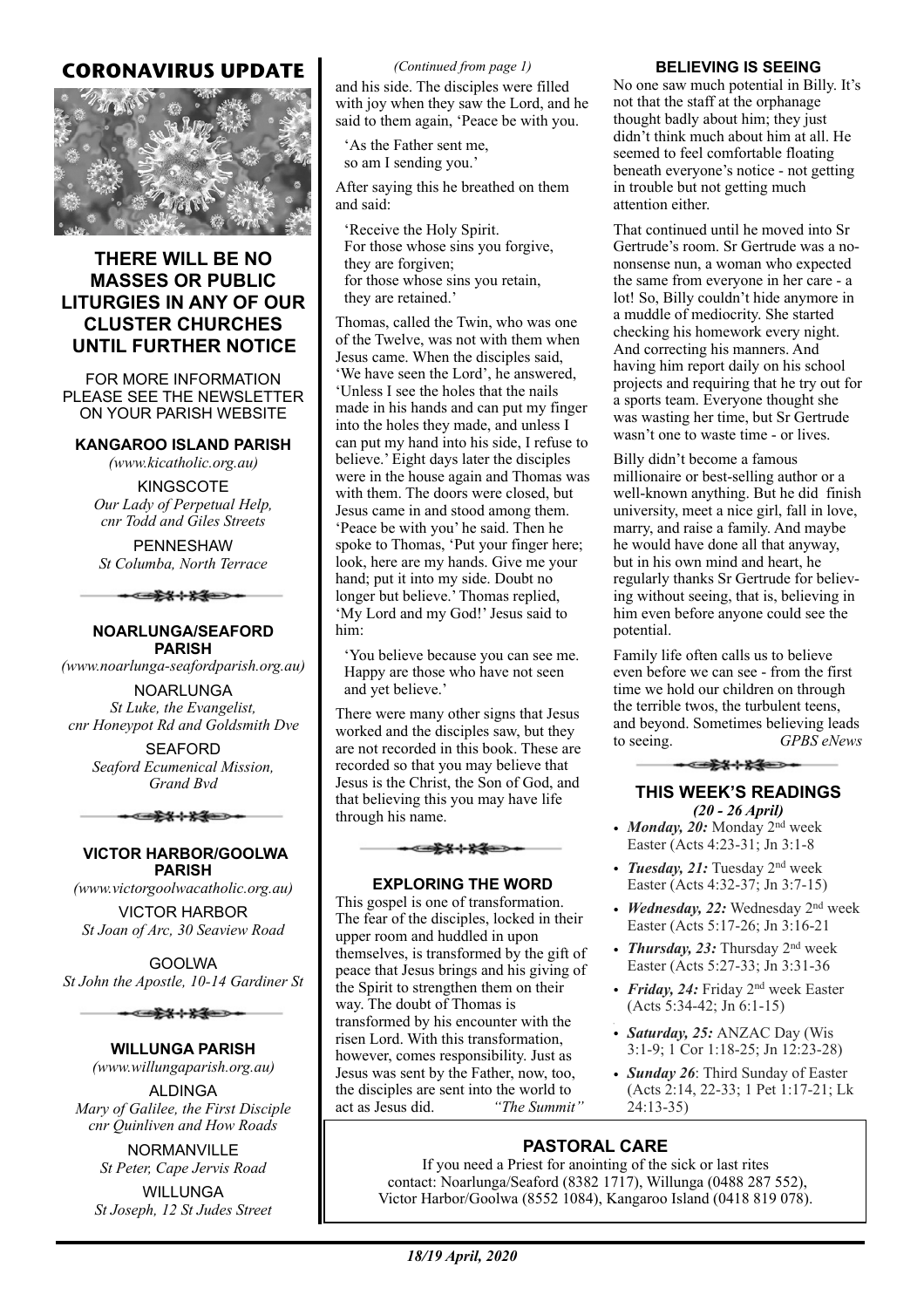# CORONAVIRUS UPDATE

## THERE WILL BE NO MASSES OR PUBLIC LITURGIES IN ANY OF OUR CLUSTER CHURCHES UNTIL FURTHER NOTICE

FOR MORE INFORMATION PLEASE SEE THE NEWSLETTER ON YOUR PARISH WEBSITE

### KANGAROO ISLAND PARISH
*(www.kicatholic.org.au)*

KINGSCOTE
*Our Lady of Perpetual Help, cnr Todd and Giles Streets*

PENNESHAW
*St Columba, North Terrace*

### NOARLUNGA/SEAFORD PARISH
*(www.noarlunga-seafordparish.org.au)*

NOARLUNGA
*St Luke, the Evangelist, cnr Honeypot Rd and Goldsmith Dve*

SEAFORD
*Seaford Ecumenical Mission, Grand Bvd*

### VICTOR HARBOR/GOOLWA PARISH
*(www.victorgoolwacatholic.org.au)*

VICTOR HARBOR
*St Joan of Arc, 30 Seaview Road*

GOOLWA
*St John the Apostle, 10-14 Gardiner St*

### WILLUNGA PARISH
*(www.willungaparish.org.au)*

ALDINGA
*Mary of Galilee, the First Disciple cnr Quinliven and How Roads*

NORMANVILLE
*St Peter, Cape Jervis Road*

WILLUNGA
*St Joseph, 12 St Judes Street*

*(Continued from page 1)*

and his side. The disciples were filled with joy when they saw the Lord, and he said to them again, 'Peace be with you.

'As the Father sent me,
so am I sending you.'

After saying this he breathed on them and said:

'Receive the Holy Spirit.
For those whose sins you forgive,
they are forgiven;
for those whose sins you retain,
they are retained.'

Thomas, called the Twin, who was one of the Twelve, was not with them when Jesus came. When the disciples said, 'We have seen the Lord', he answered, 'Unless I see the holes that the nails made in his hands and can put my finger into the holes they made, and unless I can put my hand into his side, I refuse to believe.' Eight days later the disciples were in the house again and Thomas was with them. The doors were closed, but Jesus came in and stood among them. 'Peace be with you' he said. Then he spoke to Thomas, 'Put your finger here; look, here are my hands. Give me your hand; put it into my side. Doubt no longer but believe.' Thomas replied, 'My Lord and my God!' Jesus said to him:

'You believe because you can see me.
Happy are those who have not seen
and yet believe.'

There were many other signs that Jesus worked and the disciples saw, but they are not recorded in this book. These are recorded so that you may believe that Jesus is the Christ, the Son of God, and that believing this you may have life through his name.

### EXPLORING THE WORD

This gospel is one of transformation. The fear of the disciples, locked in their upper room and huddled in upon themselves, is transformed by the gift of peace that Jesus brings and his giving of the Spirit to strengthen them on their way. The doubt of Thomas is transformed by his encounter with the risen Lord. With this transformation, however, comes responsibility. Just as Jesus was sent by the Father, now, too, the disciples are sent into the world to act as Jesus did. *"The Summit"*

### BELIEVING IS SEEING

No one saw much potential in Billy. It's not that the staff at the orphanage thought badly about him; they just didn't think much about him at all. He seemed to feel comfortable floating beneath everyone's notice - not getting in trouble but not getting much attention either.

That continued until he moved into Sr Gertrude's room. Sr Gertrude was a no-nonsense nun, a woman who expected the same from everyone in her care - a lot! So, Billy couldn't hide anymore in a muddle of mediocrity. She started checking his homework every night. And correcting his manners. And having him report daily on his school projects and requiring that he try out for a sports team. Everyone thought she was wasting her time, but Sr Gertrude wasn't one to waste time - or lives.

Billy didn't become a famous millionaire or best-selling author or a well-known anything. But he did finish university, meet a nice girl, fall in love, marry, and raise a family. And maybe he would have done all that anyway, but in his own mind and heart, he regularly thanks Sr Gertrude for believing without seeing, that is, believing in him even before anyone could see the potential.

Family life often calls us to believe even before we can see - from the first time we hold our children on through the terrible twos, the turbulent teens, and beyond. Sometimes believing leads to seeing. *GPBS eNews*

### THIS WEEK'S READINGS
*(20 - 26 April)*

- ***Monday, 20:*** Monday 2nd week Easter (Acts 4:23-31; Jn 3:1-8
- ***Tuesday, 21:*** Tuesday 2nd week Easter (Acts 4:32-37; Jn 3:7-15)
- ***Wednesday, 22:*** Wednesday 2nd week Easter (Acts 5:17-26; Jn 3:16-21
- ***Thursday, 23:*** Thursday 2nd week Easter (Acts 5:27-33; Jn 3:31-36
- ***Friday, 24:*** Friday 2nd week Easter (Acts 5:34-42; Jn 6:1-15)
- ***Saturday, 25:*** ANZAC Day (Wis 3:1-9; 1 Cor 1:18-25; Jn 12:23-28)
- ***Sunday 26***: Third Sunday of Easter (Acts 2:14, 22-33; 1 Pet 1:17-21; Lk 24:13-35)

### PASTORAL CARE

If you need a Priest for anointing of the sick or last rites contact: Noarlunga/Seaford (8382 1717), Willunga (0488 287 552), Victor Harbor/Goolwa (8552 1084), Kangaroo Island (0418 819 078).

*18/19 April, 2020*